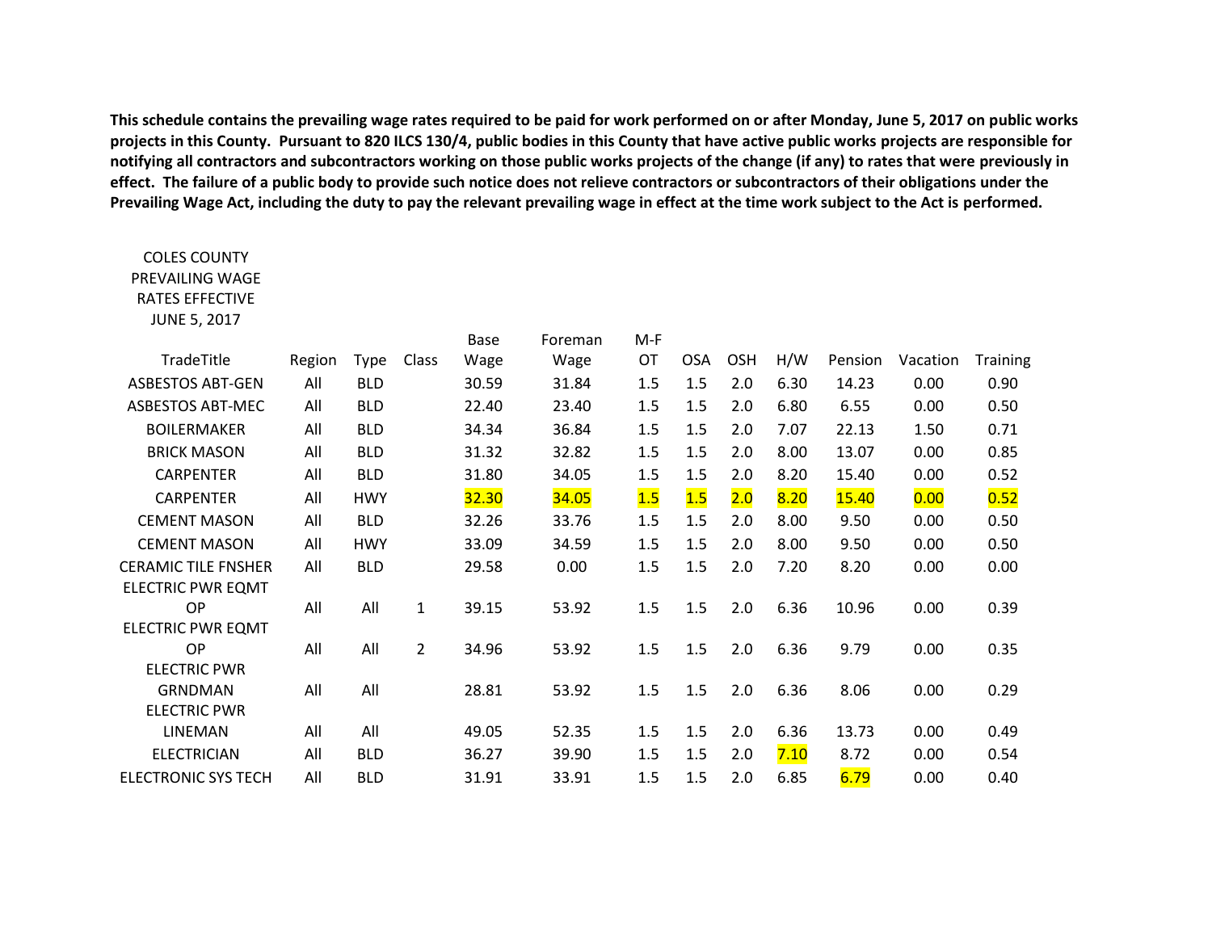**This schedule contains the prevailing wage rates required to be paid for work performed on or after Monday, June 5, 2017 on public works projects in this County. Pursuant to 820 ILCS 130/4, public bodies in this County that have active public works projects are responsible for notifying all contractors and subcontractors working on those public works projects of the change (if any) to rates that were previously in effect. The failure of a public body to provide such notice does not relieve contractors or subcontractors of their obligations under the Prevailing Wage Act, including the duty to pay the relevant prevailing wage in effect at the time work subject to the Act is performed.**

COLES COUNTY PREVAILING WAGE RATES EFFECTIVE JUNE 5, 2017

| TradeTitle | Region | Type | Class | Base Wage | Foreman Wage | M-F OT | OSA | OSH | H/W | Pension | Vacation | Training |
|---|---|---|---|---|---|---|---|---|---|---|---|---|
| ASBESTOS ABT-GEN | All | BLD | | 30.59 | 31.84 | 1.5 | 1.5 | 2.0 | 6.30 | 14.23 | 0.00 | 0.90 |
| ASBESTOS ABT-MEC | All | BLD | | 22.40 | 23.40 | 1.5 | 1.5 | 2.0 | 6.80 | 6.55 | 0.00 | 0.50 |
| BOILERMAKER | All | BLD | | 34.34 | 36.84 | 1.5 | 1.5 | 2.0 | 7.07 | 22.13 | 1.50 | 0.71 |
| BRICK MASON | All | BLD | | 31.32 | 32.82 | 1.5 | 1.5 | 2.0 | 8.00 | 13.07 | 0.00 | 0.85 |
| CARPENTER | All | BLD | | 31.80 | 34.05 | 1.5 | 1.5 | 2.0 | 8.20 | 15.40 | 0.00 | 0.52 |
| CARPENTER | All | HWY | | 32.30 | 34.05 | 1.5 | 1.5 | 2.0 | 8.20 | 15.40 | 0.00 | 0.52 |
| CEMENT MASON | All | BLD | | 32.26 | 33.76 | 1.5 | 1.5 | 2.0 | 8.00 | 9.50 | 0.00 | 0.50 |
| CEMENT MASON | All | HWY | | 33.09 | 34.59 | 1.5 | 1.5 | 2.0 | 8.00 | 9.50 | 0.00 | 0.50 |
| CERAMIC TILE FNSHER | All | BLD | | 29.58 | 0.00 | 1.5 | 1.5 | 2.0 | 7.20 | 8.20 | 0.00 | 0.00 |
| ELECTRIC PWR EQMT OP | All | All | 1 | 39.15 | 53.92 | 1.5 | 1.5 | 2.0 | 6.36 | 10.96 | 0.00 | 0.39 |
| ELECTRIC PWR EQMT OP | All | All | 2 | 34.96 | 53.92 | 1.5 | 1.5 | 2.0 | 6.36 | 9.79 | 0.00 | 0.35 |
| ELECTRIC PWR GRNDMAN | All | All | | 28.81 | 53.92 | 1.5 | 1.5 | 2.0 | 6.36 | 8.06 | 0.00 | 0.29 |
| ELECTRIC PWR LINEMAN | All | All | | 49.05 | 52.35 | 1.5 | 1.5 | 2.0 | 6.36 | 13.73 | 0.00 | 0.49 |
| ELECTRICIAN | All | BLD | | 36.27 | 39.90 | 1.5 | 1.5 | 2.0 | 7.10 | 8.72 | 0.00 | 0.54 |
| ELECTRONIC SYS TECH | All | BLD | | 31.91 | 33.91 | 1.5 | 1.5 | 2.0 | 6.85 | 6.79 | 0.00 | 0.40 |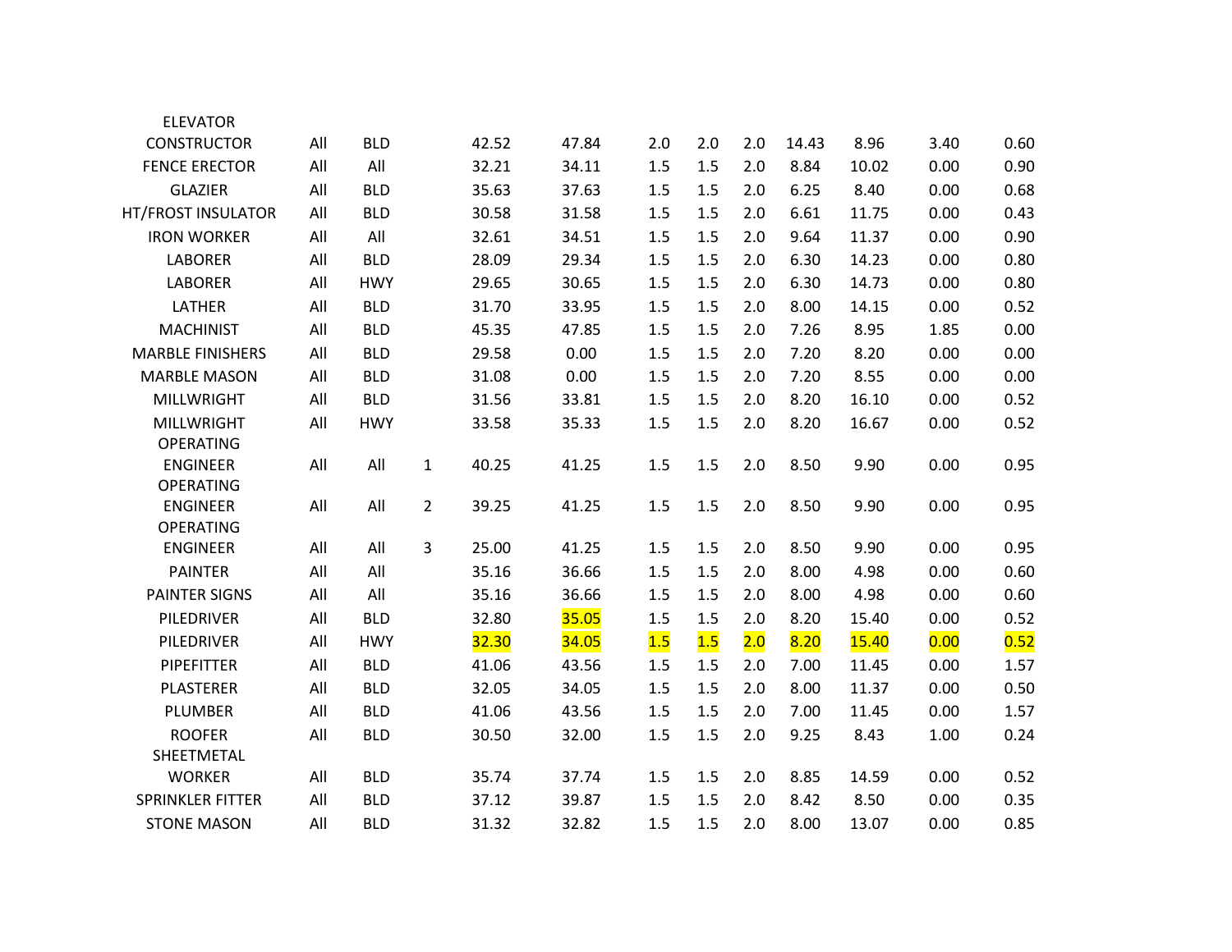| | | | | | | | | | | | | |
|---|---|---|---|---|---|---|---|---|---|---|---|---|
| ELEVATOR CONSTRUCTOR | All | BLD | | 42.52 | 47.84 | 2.0 | 2.0 | 2.0 | 14.43 | 8.96 | 3.40 | 0.60 |
| FENCE ERECTOR | All | All | | 32.21 | 34.11 | 1.5 | 1.5 | 2.0 | 8.84 | 10.02 | 0.00 | 0.90 |
| GLAZIER | All | BLD | | 35.63 | 37.63 | 1.5 | 1.5 | 2.0 | 6.25 | 8.40 | 0.00 | 0.68 |
| HT/FROST INSULATOR | All | BLD | | 30.58 | 31.58 | 1.5 | 1.5 | 2.0 | 6.61 | 11.75 | 0.00 | 0.43 |
| IRON WORKER | All | All | | 32.61 | 34.51 | 1.5 | 1.5 | 2.0 | 9.64 | 11.37 | 0.00 | 0.90 |
| LABORER | All | BLD | | 28.09 | 29.34 | 1.5 | 1.5 | 2.0 | 6.30 | 14.23 | 0.00 | 0.80 |
| LABORER | All | HWY | | 29.65 | 30.65 | 1.5 | 1.5 | 2.0 | 6.30 | 14.73 | 0.00 | 0.80 |
| LATHER | All | BLD | | 31.70 | 33.95 | 1.5 | 1.5 | 2.0 | 8.00 | 14.15 | 0.00 | 0.52 |
| MACHINIST | All | BLD | | 45.35 | 47.85 | 1.5 | 1.5 | 2.0 | 7.26 | 8.95 | 1.85 | 0.00 |
| MARBLE FINISHERS | All | BLD | | 29.58 | 0.00 | 1.5 | 1.5 | 2.0 | 7.20 | 8.20 | 0.00 | 0.00 |
| MARBLE MASON | All | BLD | | 31.08 | 0.00 | 1.5 | 1.5 | 2.0 | 7.20 | 8.55 | 0.00 | 0.00 |
| MILLWRIGHT | All | BLD | | 31.56 | 33.81 | 1.5 | 1.5 | 2.0 | 8.20 | 16.10 | 0.00 | 0.52 |
| MILLWRIGHT | All | HWY | | 33.58 | 35.33 | 1.5 | 1.5 | 2.0 | 8.20 | 16.67 | 0.00 | 0.52 |
| OPERATING ENGINEER | All | All | 1 | 40.25 | 41.25 | 1.5 | 1.5 | 2.0 | 8.50 | 9.90 | 0.00 | 0.95 |
| OPERATING ENGINEER | All | All | 2 | 39.25 | 41.25 | 1.5 | 1.5 | 2.0 | 8.50 | 9.90 | 0.00 | 0.95 |
| OPERATING ENGINEER | All | All | 3 | 25.00 | 41.25 | 1.5 | 1.5 | 2.0 | 8.50 | 9.90 | 0.00 | 0.95 |
| PAINTER | All | All | | 35.16 | 36.66 | 1.5 | 1.5 | 2.0 | 8.00 | 4.98 | 0.00 | 0.60 |
| PAINTER SIGNS | All | All | | 35.16 | 36.66 | 1.5 | 1.5 | 2.0 | 8.00 | 4.98 | 0.00 | 0.60 |
| PILEDRIVER | All | BLD | | 32.80 | 35.05 | 1.5 | 1.5 | 2.0 | 8.20 | 15.40 | 0.00 | 0.52 |
| PILEDRIVER | All | HWY | | 32.30 | 34.05 | 1.5 | 1.5 | 2.0 | 8.20 | 15.40 | 0.00 | 0.52 |
| PIPEFITTER | All | BLD | | 41.06 | 43.56 | 1.5 | 1.5 | 2.0 | 7.00 | 11.45 | 0.00 | 1.57 |
| PLASTERER | All | BLD | | 32.05 | 34.05 | 1.5 | 1.5 | 2.0 | 8.00 | 11.37 | 0.00 | 0.50 |
| PLUMBER | All | BLD | | 41.06 | 43.56 | 1.5 | 1.5 | 2.0 | 7.00 | 11.45 | 0.00 | 1.57 |
| ROOFER | All | BLD | | 30.50 | 32.00 | 1.5 | 1.5 | 2.0 | 9.25 | 8.43 | 1.00 | 0.24 |
| SHEETMETAL WORKER | All | BLD | | 35.74 | 37.74 | 1.5 | 1.5 | 2.0 | 8.85 | 14.59 | 0.00 | 0.52 |
| SPRINKLER FITTER | All | BLD | | 37.12 | 39.87 | 1.5 | 1.5 | 2.0 | 8.42 | 8.50 | 0.00 | 0.35 |
| STONE MASON | All | BLD | | 31.32 | 32.82 | 1.5 | 1.5 | 2.0 | 8.00 | 13.07 | 0.00 | 0.85 |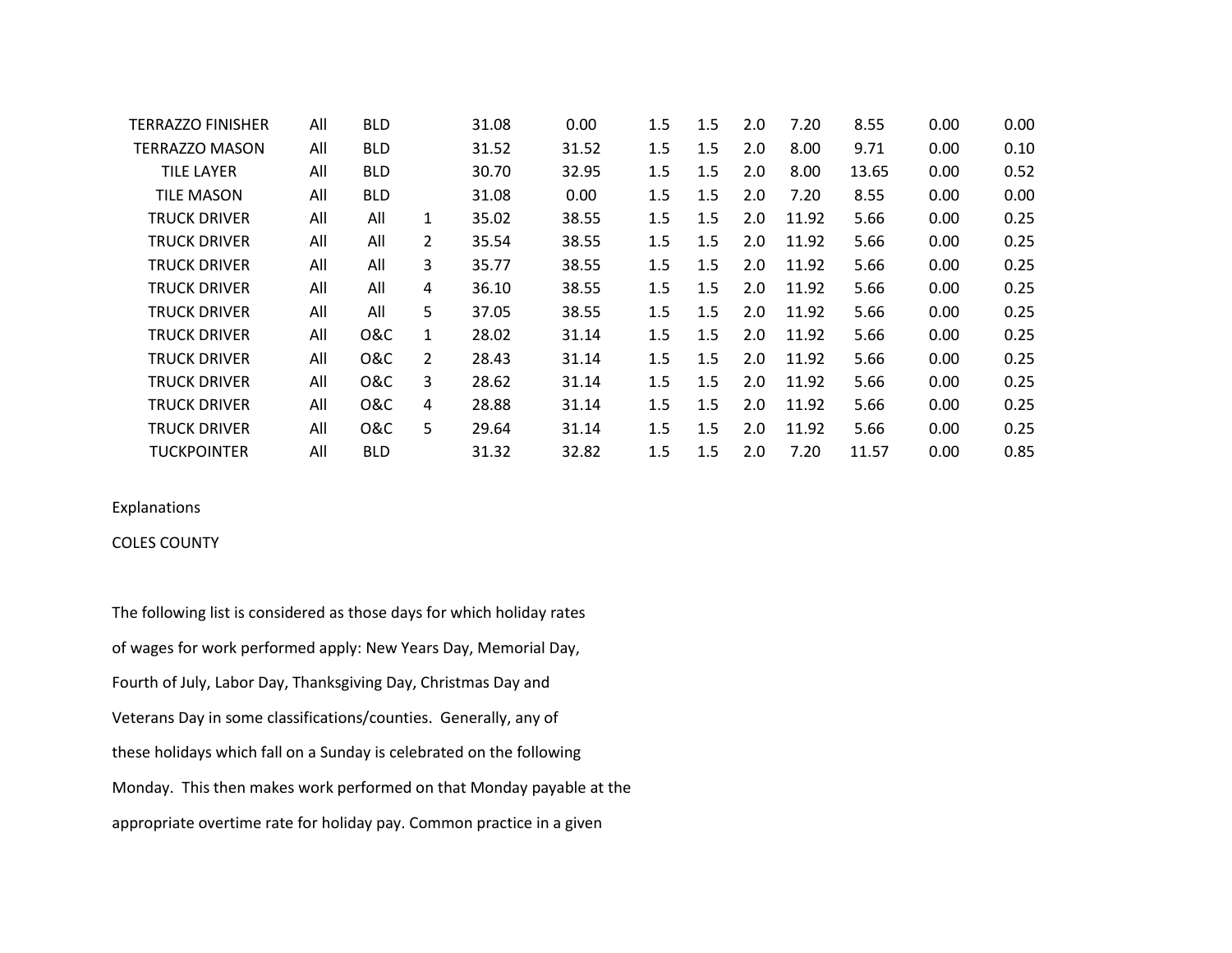| | | | | | | | | | | | | |
|---|---|---|---|---|---|---|---|---|---|---|---|---|
| TERRAZZO FINISHER | All | BLD | | 31.08 | 0.00 | 1.5 | 1.5 | 2.0 | 7.20 | 8.55 | 0.00 | 0.00 |
| TERRAZZO MASON | All | BLD | | 31.52 | 31.52 | 1.5 | 1.5 | 2.0 | 8.00 | 9.71 | 0.00 | 0.10 |
| TILE LAYER | All | BLD | | 30.70 | 32.95 | 1.5 | 1.5 | 2.0 | 8.00 | 13.65 | 0.00 | 0.52 |
| TILE MASON | All | BLD | | 31.08 | 0.00 | 1.5 | 1.5 | 2.0 | 7.20 | 8.55 | 0.00 | 0.00 |
| TRUCK DRIVER | All | All | 1 | 35.02 | 38.55 | 1.5 | 1.5 | 2.0 | 11.92 | 5.66 | 0.00 | 0.25 |
| TRUCK DRIVER | All | All | 2 | 35.54 | 38.55 | 1.5 | 1.5 | 2.0 | 11.92 | 5.66 | 0.00 | 0.25 |
| TRUCK DRIVER | All | All | 3 | 35.77 | 38.55 | 1.5 | 1.5 | 2.0 | 11.92 | 5.66 | 0.00 | 0.25 |
| TRUCK DRIVER | All | All | 4 | 36.10 | 38.55 | 1.5 | 1.5 | 2.0 | 11.92 | 5.66 | 0.00 | 0.25 |
| TRUCK DRIVER | All | All | 5 | 37.05 | 38.55 | 1.5 | 1.5 | 2.0 | 11.92 | 5.66 | 0.00 | 0.25 |
| TRUCK DRIVER | All | O&C | 1 | 28.02 | 31.14 | 1.5 | 1.5 | 2.0 | 11.92 | 5.66 | 0.00 | 0.25 |
| TRUCK DRIVER | All | O&C | 2 | 28.43 | 31.14 | 1.5 | 1.5 | 2.0 | 11.92 | 5.66 | 0.00 | 0.25 |
| TRUCK DRIVER | All | O&C | 3 | 28.62 | 31.14 | 1.5 | 1.5 | 2.0 | 11.92 | 5.66 | 0.00 | 0.25 |
| TRUCK DRIVER | All | O&C | 4 | 28.88 | 31.14 | 1.5 | 1.5 | 2.0 | 11.92 | 5.66 | 0.00 | 0.25 |
| TRUCK DRIVER | All | O&C | 5 | 29.64 | 31.14 | 1.5 | 1.5 | 2.0 | 11.92 | 5.66 | 0.00 | 0.25 |
| TUCKPOINTER | All | BLD | | 31.32 | 32.82 | 1.5 | 1.5 | 2.0 | 7.20 | 11.57 | 0.00 | 0.85 |

Explanations

COLES COUNTY

The following list is considered as those days for which holiday rates of wages for work performed apply: New Years Day, Memorial Day, Fourth of July, Labor Day, Thanksgiving Day, Christmas Day and Veterans Day in some classifications/counties. Generally, any of these holidays which fall on a Sunday is celebrated on the following Monday. This then makes work performed on that Monday payable at the appropriate overtime rate for holiday pay. Common practice in a given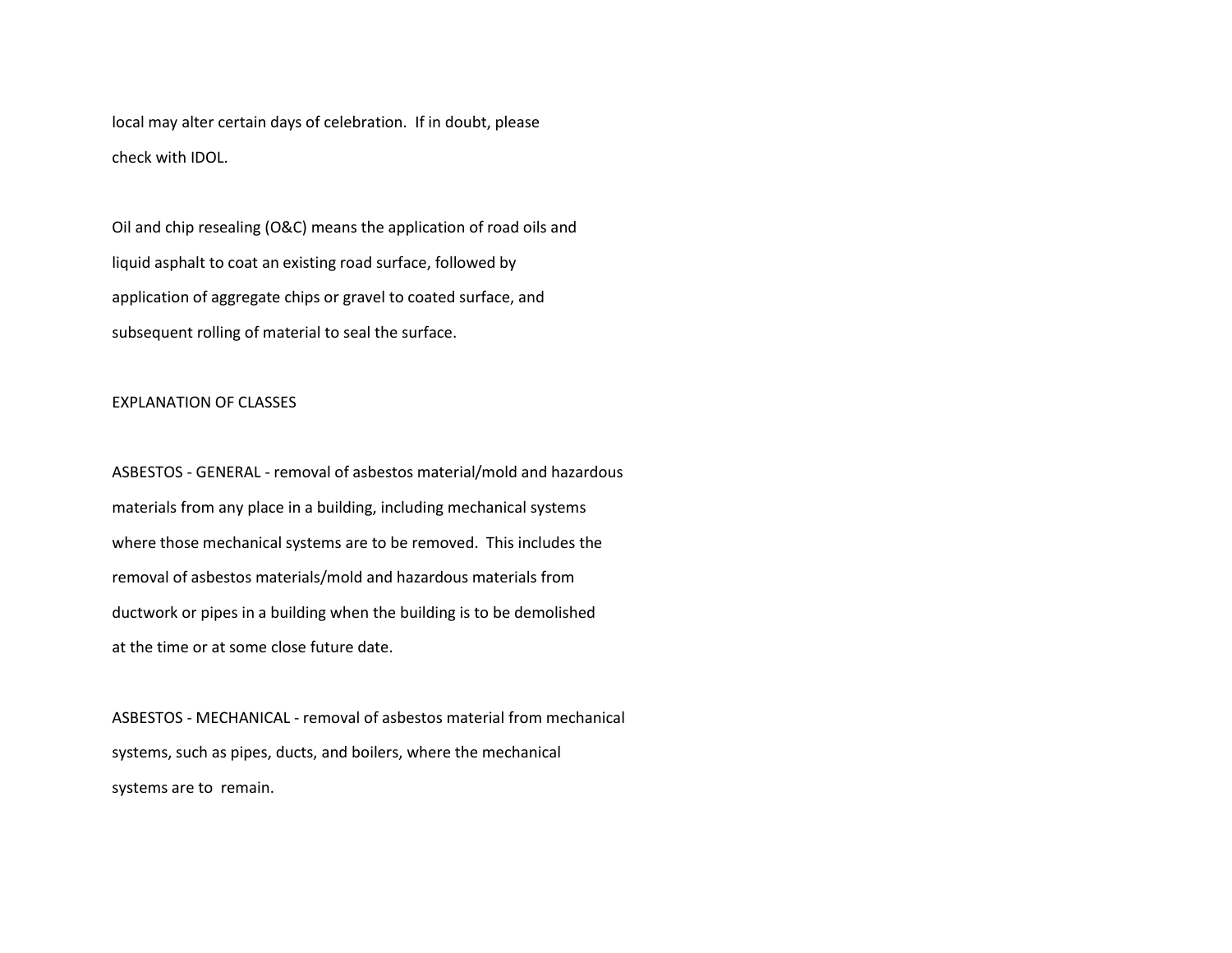local may alter certain days of celebration. If in doubt, please check with IDOL.

Oil and chip resealing (O&C) means the application of road oils and liquid asphalt to coat an existing road surface, followed by application of aggregate chips or gravel to coated surface, and subsequent rolling of material to seal the surface.

EXPLANATION OF CLASSES

ASBESTOS - GENERAL - removal of asbestos material/mold and hazardous materials from any place in a building, including mechanical systems where those mechanical systems are to be removed. This includes the removal of asbestos materials/mold and hazardous materials from ductwork or pipes in a building when the building is to be demolished at the time or at some close future date.

ASBESTOS - MECHANICAL - removal of asbestos material from mechanical systems, such as pipes, ducts, and boilers, where the mechanical systems are to remain.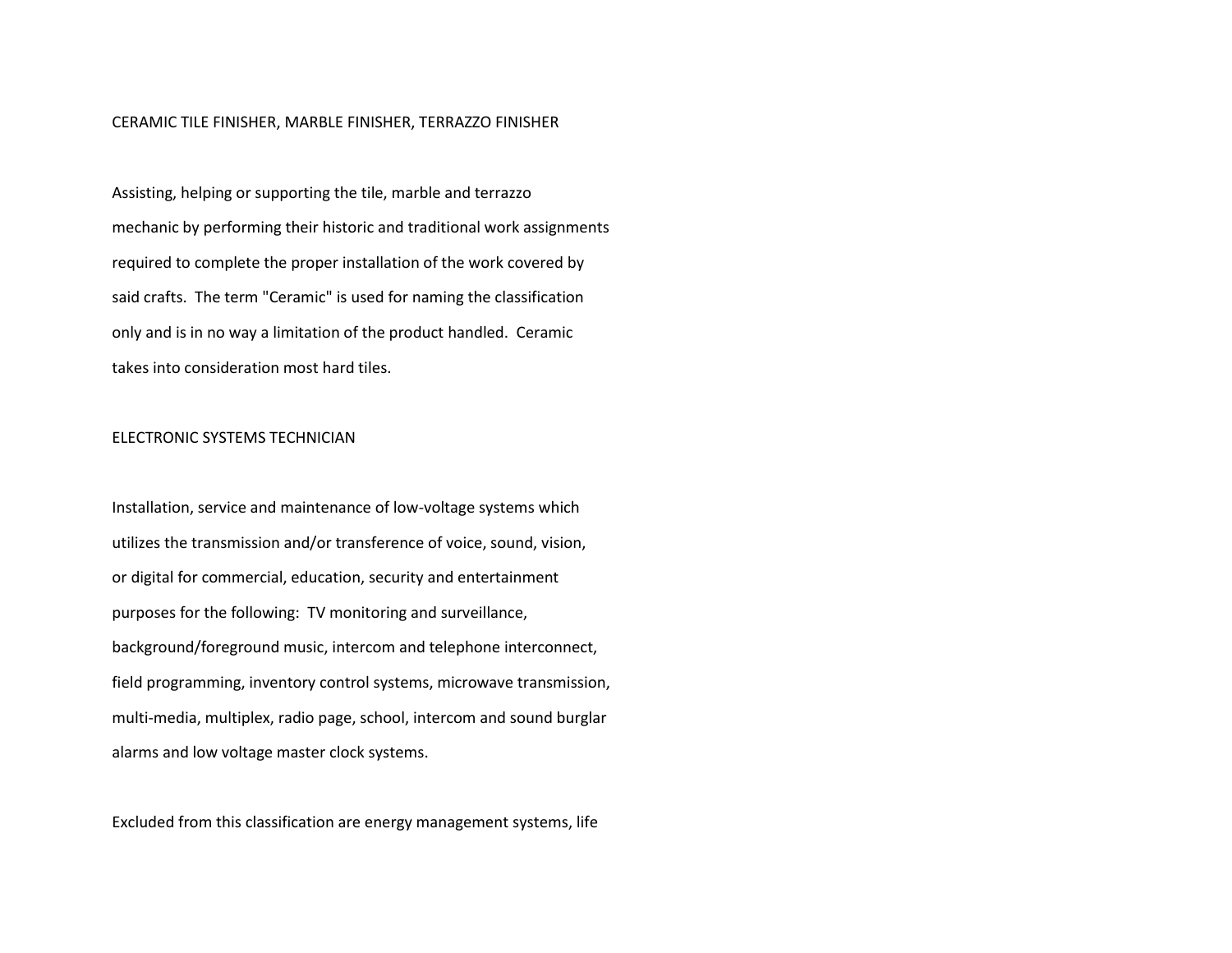CERAMIC TILE FINISHER, MARBLE FINISHER, TERRAZZO FINISHER

Assisting, helping or supporting the tile, marble and terrazzo mechanic by performing their historic and traditional work assignments required to complete the proper installation of the work covered by said crafts. The term "Ceramic" is used for naming the classification only and is in no way a limitation of the product handled. Ceramic takes into consideration most hard tiles.

ELECTRONIC SYSTEMS TECHNICIAN

Installation, service and maintenance of low-voltage systems which utilizes the transmission and/or transference of voice, sound, vision, or digital for commercial, education, security and entertainment purposes for the following: TV monitoring and surveillance, background/foreground music, intercom and telephone interconnect, field programming, inventory control systems, microwave transmission, multi-media, multiplex, radio page, school, intercom and sound burglar alarms and low voltage master clock systems.

Excluded from this classification are energy management systems, life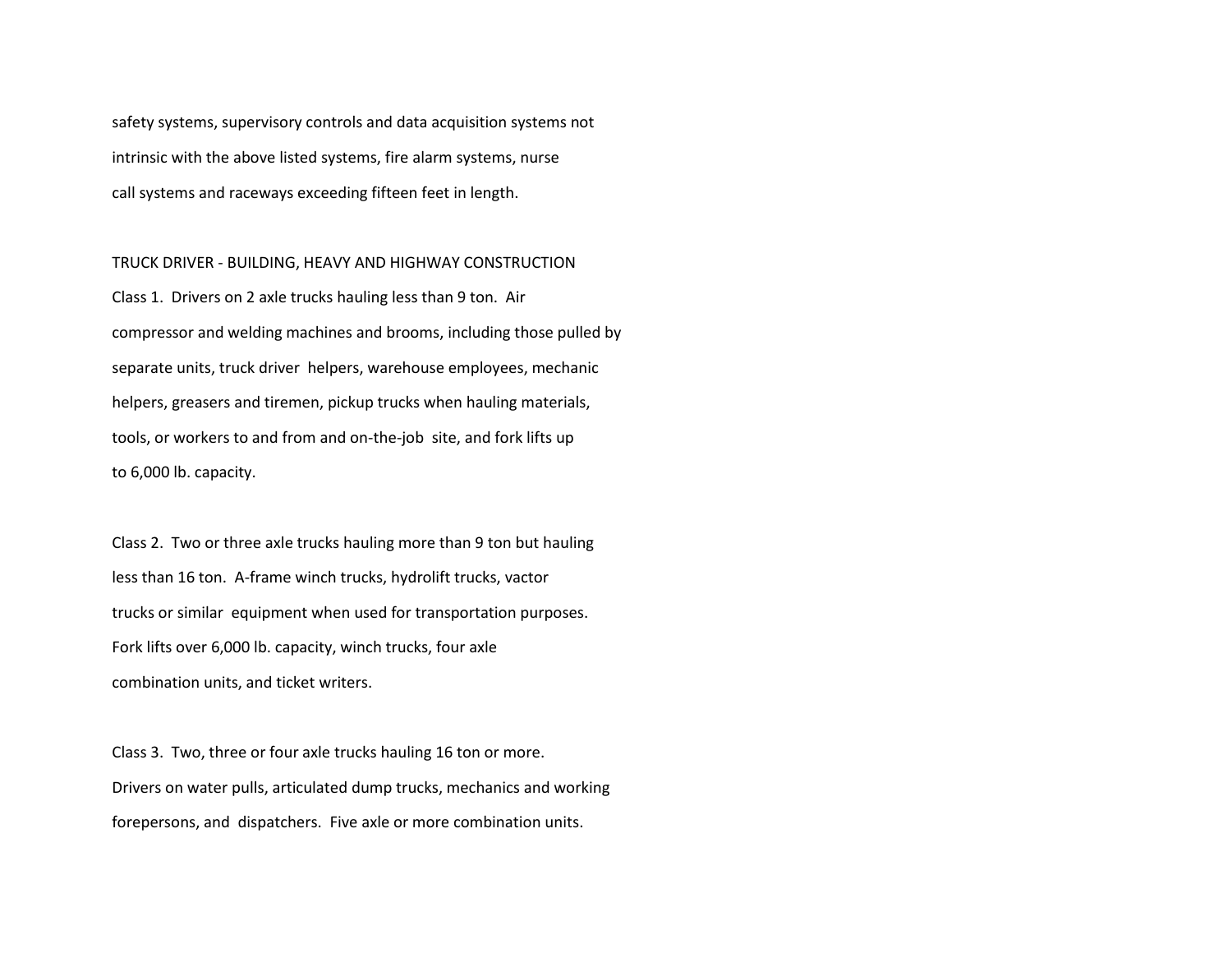safety systems, supervisory controls and data acquisition systems not intrinsic with the above listed systems, fire alarm systems, nurse call systems and raceways exceeding fifteen feet in length.

TRUCK DRIVER - BUILDING, HEAVY AND HIGHWAY CONSTRUCTION

Class 1. Drivers on 2 axle trucks hauling less than 9 ton. Air compressor and welding machines and brooms, including those pulled by separate units, truck driver helpers, warehouse employees, mechanic helpers, greasers and tiremen, pickup trucks when hauling materials, tools, or workers to and from and on-the-job site, and fork lifts up to 6,000 lb. capacity.

Class 2. Two or three axle trucks hauling more than 9 ton but hauling less than 16 ton. A-frame winch trucks, hydrolift trucks, vactor trucks or similar equipment when used for transportation purposes. Fork lifts over 6,000 lb. capacity, winch trucks, four axle combination units, and ticket writers.

Class 3. Two, three or four axle trucks hauling 16 ton or more. Drivers on water pulls, articulated dump trucks, mechanics and working forepersons, and dispatchers. Five axle or more combination units.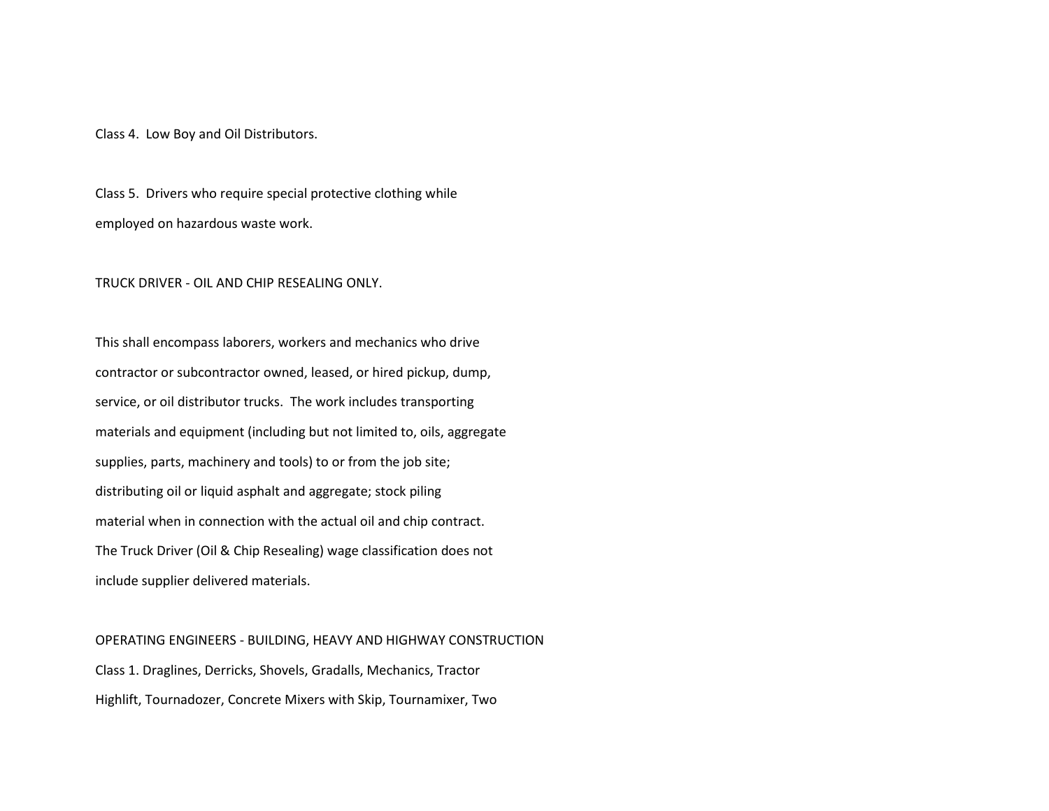Class 4. Low Boy and Oil Distributors.

Class 5. Drivers who require special protective clothing while employed on hazardous waste work.

TRUCK DRIVER - OIL AND CHIP RESEALING ONLY.

This shall encompass laborers, workers and mechanics who drive contractor or subcontractor owned, leased, or hired pickup, dump, service, or oil distributor trucks. The work includes transporting materials and equipment (including but not limited to, oils, aggregate supplies, parts, machinery and tools) to or from the job site; distributing oil or liquid asphalt and aggregate; stock piling material when in connection with the actual oil and chip contract. The Truck Driver (Oil & Chip Resealing) wage classification does not include supplier delivered materials.

OPERATING ENGINEERS - BUILDING, HEAVY AND HIGHWAY CONSTRUCTION

Class 1. Draglines, Derricks, Shovels, Gradalls, Mechanics, Tractor Highlift, Tournadozer, Concrete Mixers with Skip, Tournamixer, Two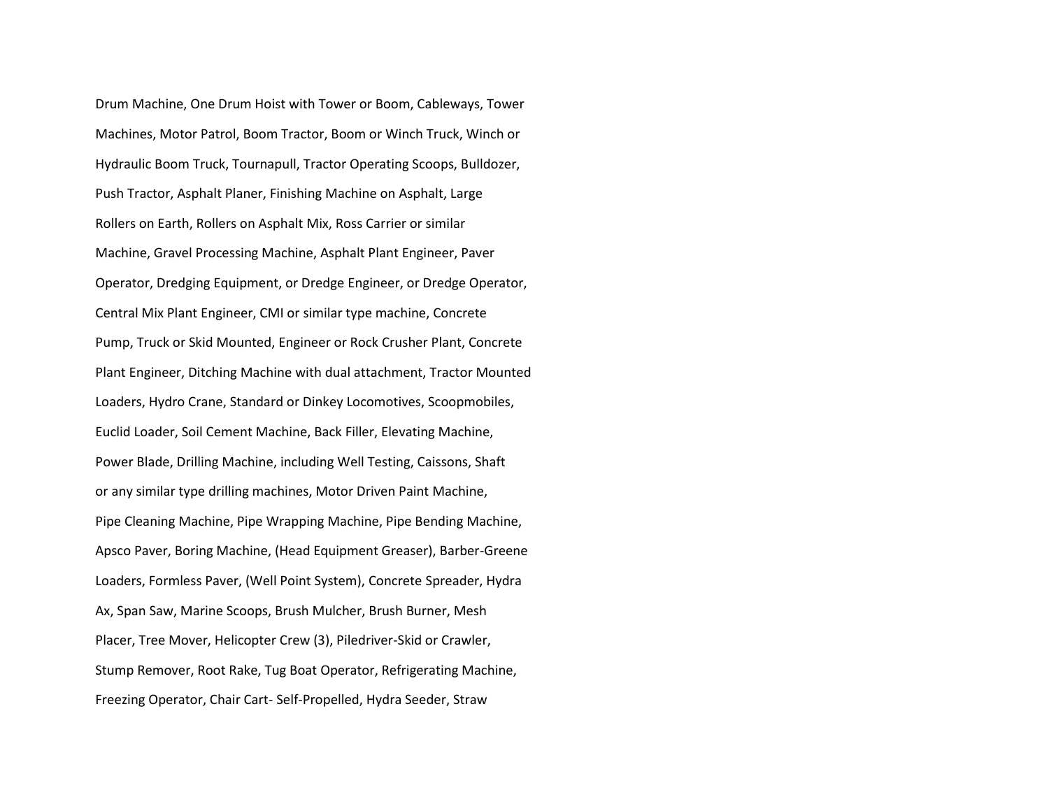Drum Machine, One Drum Hoist with Tower or Boom, Cableways, Tower Machines, Motor Patrol, Boom Tractor, Boom or Winch Truck, Winch or Hydraulic Boom Truck, Tournapull, Tractor Operating Scoops, Bulldozer, Push Tractor, Asphalt Planer, Finishing Machine on Asphalt, Large Rollers on Earth, Rollers on Asphalt Mix, Ross Carrier or similar Machine, Gravel Processing Machine, Asphalt Plant Engineer, Paver Operator, Dredging Equipment, or Dredge Engineer, or Dredge Operator, Central Mix Plant Engineer, CMI or similar type machine, Concrete Pump, Truck or Skid Mounted, Engineer or Rock Crusher Plant, Concrete Plant Engineer, Ditching Machine with dual attachment, Tractor Mounted Loaders, Hydro Crane, Standard or Dinkey Locomotives, Scoopmobiles, Euclid Loader, Soil Cement Machine, Back Filler, Elevating Machine, Power Blade, Drilling Machine, including Well Testing, Caissons, Shaft or any similar type drilling machines, Motor Driven Paint Machine, Pipe Cleaning Machine, Pipe Wrapping Machine, Pipe Bending Machine, Apsco Paver, Boring Machine, (Head Equipment Greaser), Barber-Greene Loaders, Formless Paver, (Well Point System), Concrete Spreader, Hydra Ax, Span Saw, Marine Scoops, Brush Mulcher, Brush Burner, Mesh Placer, Tree Mover, Helicopter Crew (3), Piledriver-Skid or Crawler, Stump Remover, Root Rake, Tug Boat Operator, Refrigerating Machine, Freezing Operator, Chair Cart- Self-Propelled, Hydra Seeder, Straw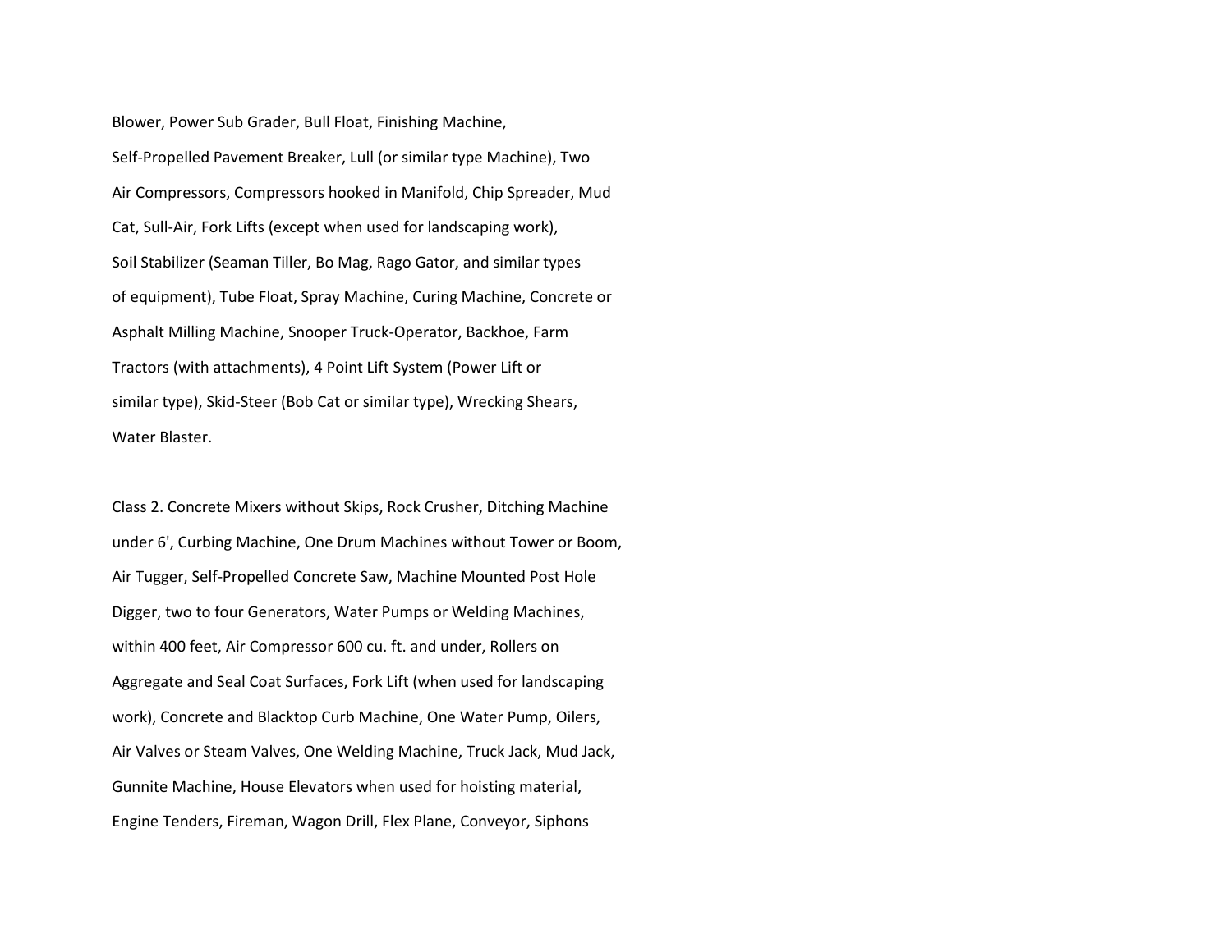Blower, Power Sub Grader, Bull Float, Finishing Machine, Self-Propelled Pavement Breaker, Lull (or similar type Machine), Two Air Compressors, Compressors hooked in Manifold, Chip Spreader, Mud Cat, Sull-Air, Fork Lifts (except when used for landscaping work), Soil Stabilizer (Seaman Tiller, Bo Mag, Rago Gator, and similar types of equipment), Tube Float, Spray Machine, Curing Machine, Concrete or Asphalt Milling Machine, Snooper Truck-Operator, Backhoe, Farm Tractors (with attachments), 4 Point Lift System (Power Lift or similar type), Skid-Steer (Bob Cat or similar type), Wrecking Shears, Water Blaster.

Class 2. Concrete Mixers without Skips, Rock Crusher, Ditching Machine under 6', Curbing Machine, One Drum Machines without Tower or Boom, Air Tugger, Self-Propelled Concrete Saw, Machine Mounted Post Hole Digger, two to four Generators, Water Pumps or Welding Machines, within 400 feet, Air Compressor 600 cu. ft. and under, Rollers on Aggregate and Seal Coat Surfaces, Fork Lift (when used for landscaping work), Concrete and Blacktop Curb Machine, One Water Pump, Oilers, Air Valves or Steam Valves, One Welding Machine, Truck Jack, Mud Jack, Gunnite Machine, House Elevators when used for hoisting material, Engine Tenders, Fireman, Wagon Drill, Flex Plane, Conveyor, Siphons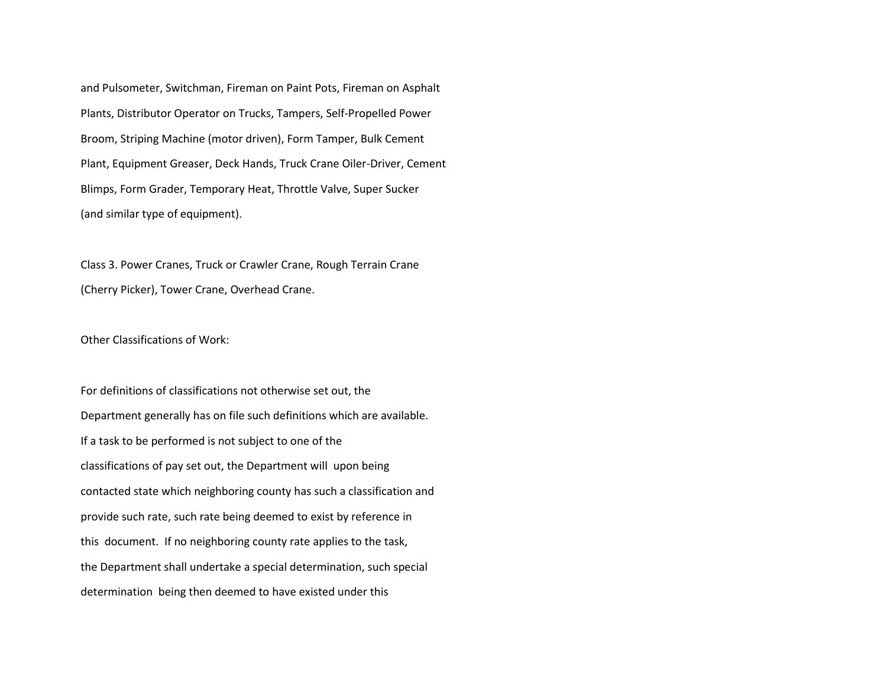and Pulsometer, Switchman, Fireman on Paint Pots, Fireman on Asphalt Plants, Distributor Operator on Trucks, Tampers, Self-Propelled Power Broom, Striping Machine (motor driven), Form Tamper, Bulk Cement Plant, Equipment Greaser, Deck Hands, Truck Crane Oiler-Driver, Cement Blimps, Form Grader, Temporary Heat, Throttle Valve, Super Sucker (and similar type of equipment).

Class 3. Power Cranes, Truck or Crawler Crane, Rough Terrain Crane (Cherry Picker), Tower Crane, Overhead Crane.

Other Classifications of Work:

For definitions of classifications not otherwise set out, the Department generally has on file such definitions which are available. If a task to be performed is not subject to one of the classifications of pay set out, the Department will upon being contacted state which neighboring county has such a classification and provide such rate, such rate being deemed to exist by reference in this document. If no neighboring county rate applies to the task, the Department shall undertake a special determination, such special determination being then deemed to have existed under this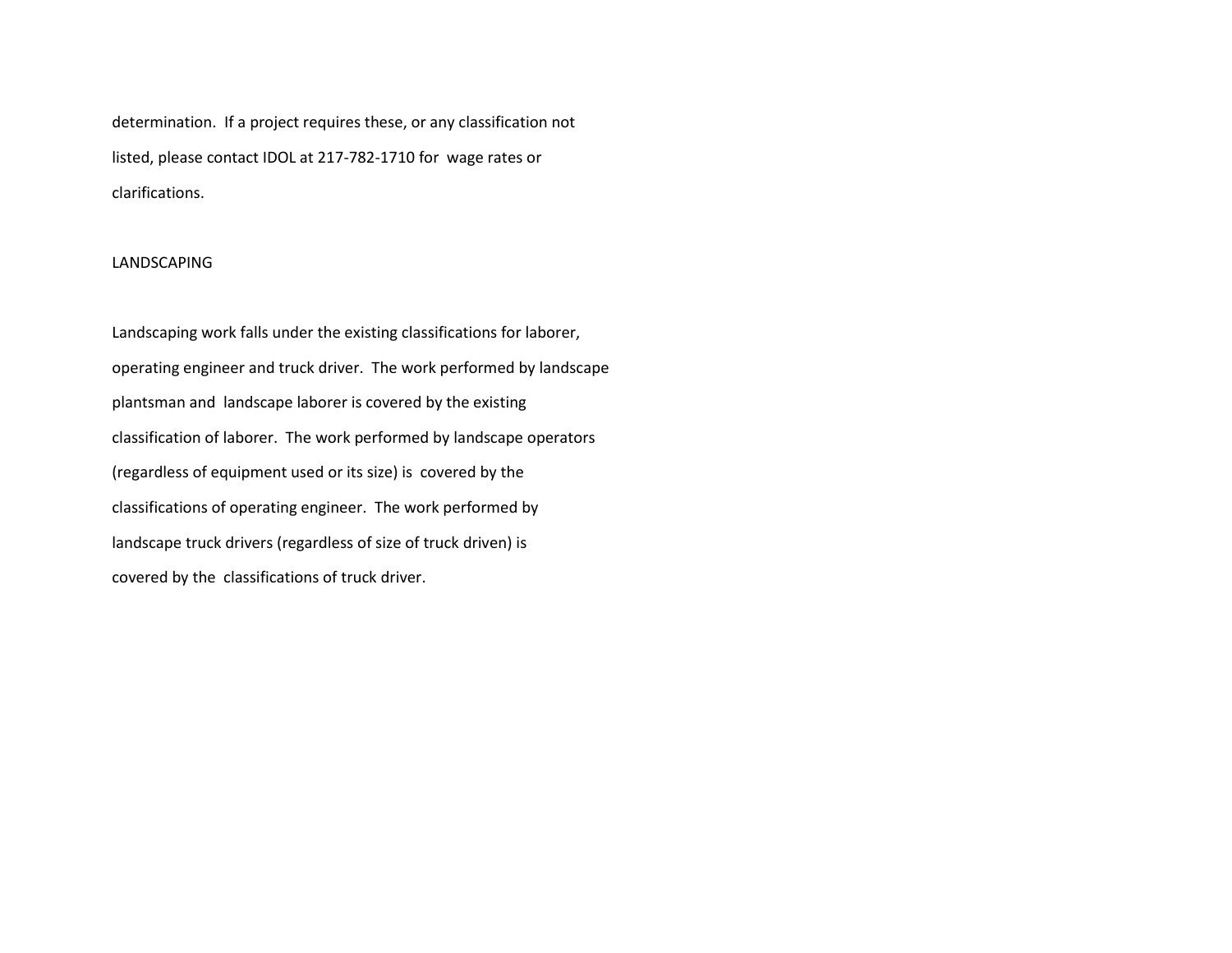determination. If a project requires these, or any classification not listed, please contact IDOL at 217-782-1710 for wage rates or clarifications.

## LANDSCAPING

Landscaping work falls under the existing classifications for laborer, operating engineer and truck driver. The work performed by landscape plantsman and landscape laborer is covered by the existing classification of laborer. The work performed by landscape operators (regardless of equipment used or its size) is covered by the classifications of operating engineer. The work performed by landscape truck drivers (regardless of size of truck driven) is covered by the classifications of truck driver.